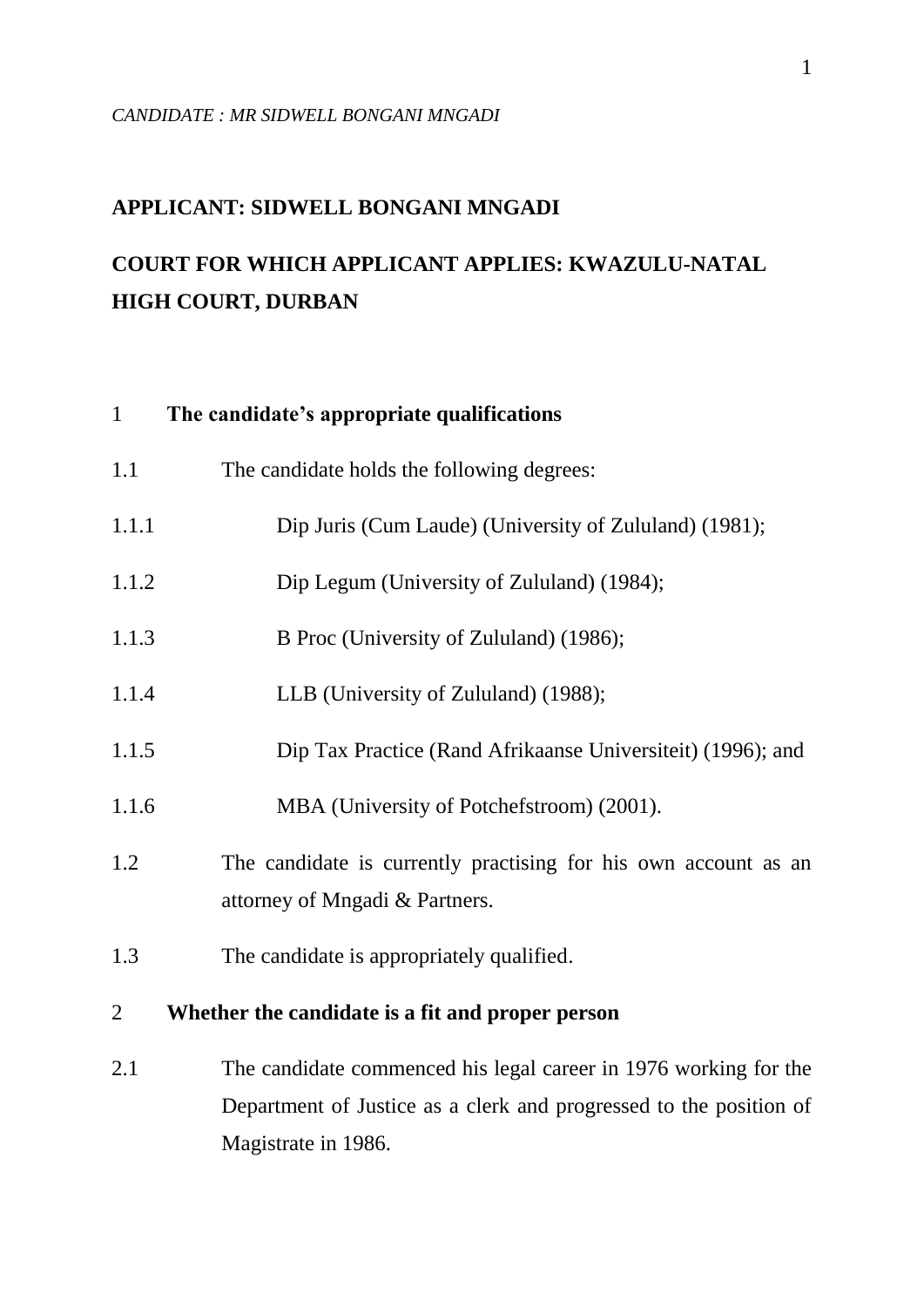*CANDIDATE : MR SIDWELL BONGANI MNGADI*

**APPLICANT: SIDWELL BONGANI MNGADI**

**COURT FOR WHICH APPLICANT APPLIES: KWAZULU-NATAL HIGH COURT, DURBAN**

1 **The candidate's appropriate qualifications**

1.1 The candidate holds the following degrees:

1.1.1 Dip Juris (Cum Laude) (University of Zululand) (1981);

1.1.2 Dip Legum (University of Zululand) (1984);

1.1.3 B Proc (University of Zululand) (1986);

1.1.4 LLB (University of Zululand) (1988);

1.1.5 Dip Tax Practice (Rand Afrikaanse Universiteit) (1996); and

1.1.6 MBA (University of Potchefstroom) (2001).

1.2 The candidate is currently practising for his own account as an attorney of Mngadi & Partners.

1.3 The candidate is appropriately qualified.

2 **Whether the candidate is a fit and proper person**

2.1 The candidate commenced his legal career in 1976 working for the Department of Justice as a clerk and progressed to the position of Magistrate in 1986.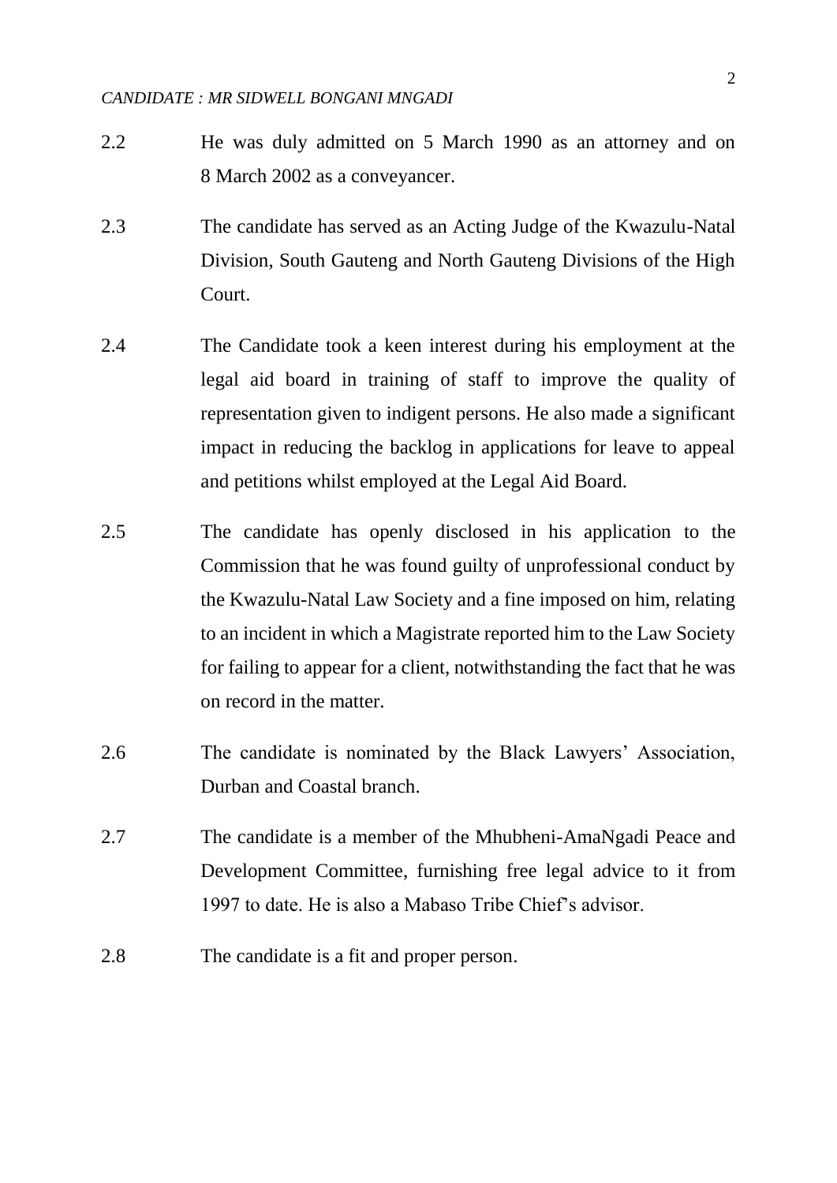2.2 He was duly admitted on 5 March 1990 as an attorney and on 8 March 2002 as a conveyancer.

2.3 The candidate has served as an Acting Judge of the Kwazulu-Natal Division, South Gauteng and North Gauteng Divisions of the High Court.

2.4 The Candidate took a keen interest during his employment at the legal aid board in training of staff to improve the quality of representation given to indigent persons. He also made a significant impact in reducing the backlog in applications for leave to appeal and petitions whilst employed at the Legal Aid Board.

2.5 The candidate has openly disclosed in his application to the Commission that he was found guilty of unprofessional conduct by the Kwazulu-Natal Law Society and a fine imposed on him, relating to an incident in which a Magistrate reported him to the Law Society for failing to appear for a client, notwithstanding the fact that he was on record in the matter.

2.6 The candidate is nominated by the Black Lawyers' Association, Durban and Coastal branch.

2.7 The candidate is a member of the Mhubheni-AmaNgadi Peace and Development Committee, furnishing free legal advice to it from 1997 to date. He is also a Mabaso Tribe Chief's advisor.

2.8 The candidate is a fit and proper person.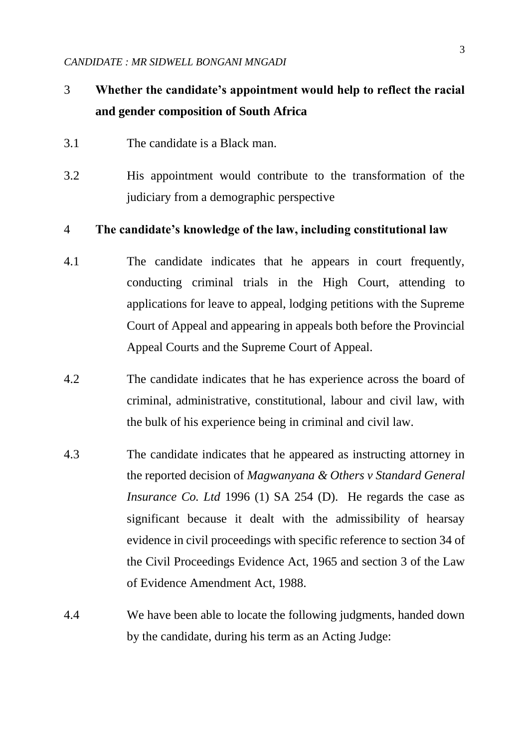## 3 Whether the candidate's appointment would help to reflect the racial and gender composition of South Africa

3.1 The candidate is a Black man.

3.2 His appointment would contribute to the transformation of the judiciary from a demographic perspective

## 4 The candidate's knowledge of the law, including constitutional law

4.1 The candidate indicates that he appears in court frequently, conducting criminal trials in the High Court, attending to applications for leave to appeal, lodging petitions with the Supreme Court of Appeal and appearing in appeals both before the Provincial Appeal Courts and the Supreme Court of Appeal.

4.2 The candidate indicates that he has experience across the board of criminal, administrative, constitutional, labour and civil law, with the bulk of his experience being in criminal and civil law.

4.3 The candidate indicates that he appeared as instructing attorney in the reported decision of *Magwanyana & Others v Standard General Insurance Co. Ltd* 1996 (1) SA 254 (D). He regards the case as significant because it dealt with the admissibility of hearsay evidence in civil proceedings with specific reference to section 34 of the Civil Proceedings Evidence Act, 1965 and section 3 of the Law of Evidence Amendment Act, 1988.

4.4 We have been able to locate the following judgments, handed down by the candidate, during his term as an Acting Judge: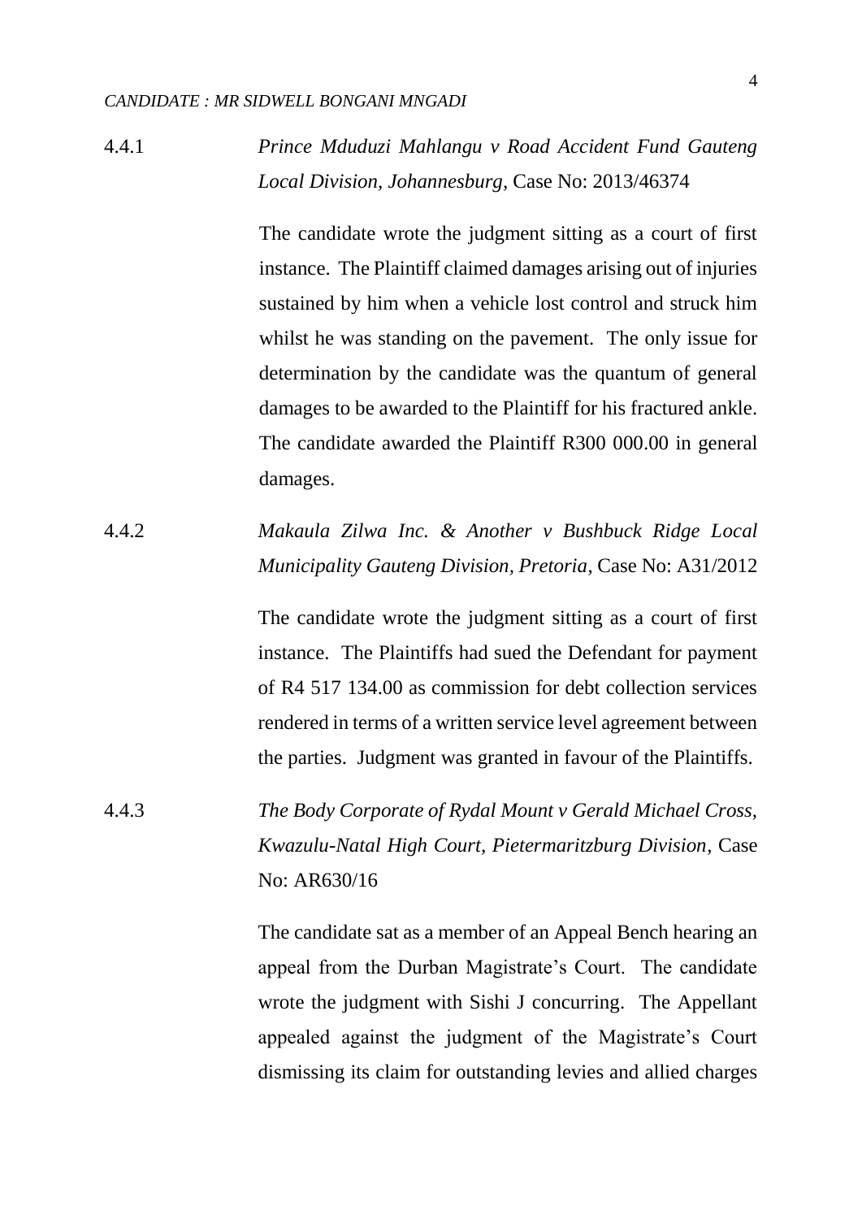4.4.1 *Prince Mduduzi Mahlangu v Road Accident Fund Gauteng Local Division, Johannesburg*, Case No: 2013/46374

The candidate wrote the judgment sitting as a court of first instance. The Plaintiff claimed damages arising out of injuries sustained by him when a vehicle lost control and struck him whilst he was standing on the pavement. The only issue for determination by the candidate was the quantum of general damages to be awarded to the Plaintiff for his fractured ankle. The candidate awarded the Plaintiff R300 000.00 in general damages.

4.4.2 *Makaula Zilwa Inc. & Another v Bushbuck Ridge Local Municipality Gauteng Division, Pretoria*, Case No: A31/2012

The candidate wrote the judgment sitting as a court of first instance. The Plaintiffs had sued the Defendant for payment of R4 517 134.00 as commission for debt collection services rendered in terms of a written service level agreement between the parties. Judgment was granted in favour of the Plaintiffs.

4.4.3 *The Body Corporate of Rydal Mount v Gerald Michael Cross, Kwazulu-Natal High Court, Pietermaritzburg Division*, Case No: AR630/16

The candidate sat as a member of an Appeal Bench hearing an appeal from the Durban Magistrate's Court. The candidate wrote the judgment with Sishi J concurring. The Appellant appealed against the judgment of the Magistrate's Court dismissing its claim for outstanding levies and allied charges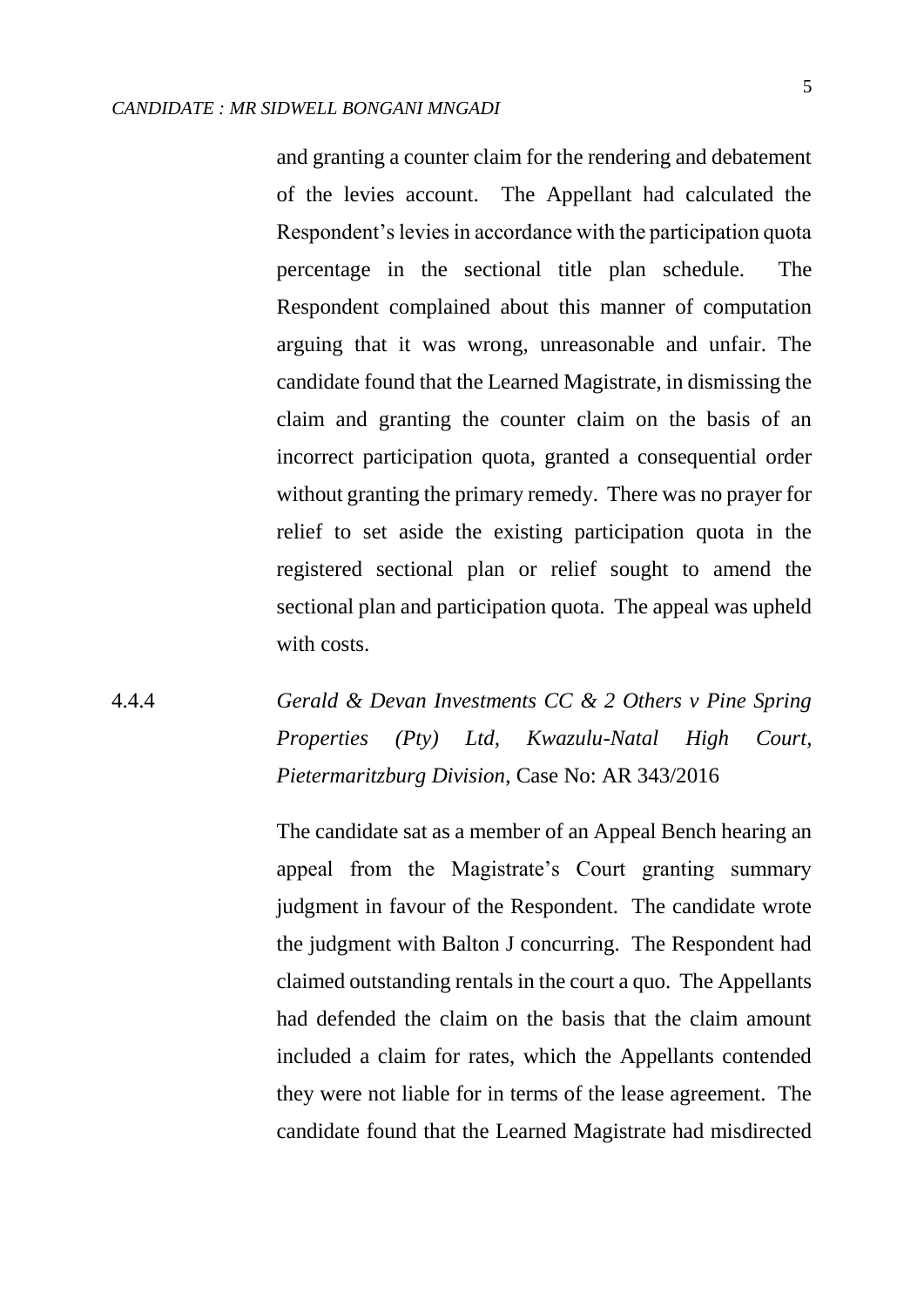and granting a counter claim for the rendering and debatement of the levies account. The Appellant had calculated the Respondent's levies in accordance with the participation quota percentage in the sectional title plan schedule. The Respondent complained about this manner of computation arguing that it was wrong, unreasonable and unfair. The candidate found that the Learned Magistrate, in dismissing the claim and granting the counter claim on the basis of an incorrect participation quota, granted a consequential order without granting the primary remedy. There was no prayer for relief to set aside the existing participation quota in the registered sectional plan or relief sought to amend the sectional plan and participation quota. The appeal was upheld with costs.

4.4.4 *Gerald & Devan Investments CC & 2 Others v Pine Spring Properties (Pty) Ltd, Kwazulu-Natal High Court, Pietermaritzburg Division*, Case No: AR 343/2016

The candidate sat as a member of an Appeal Bench hearing an appeal from the Magistrate's Court granting summary judgment in favour of the Respondent. The candidate wrote the judgment with Balton J concurring. The Respondent had claimed outstanding rentals in the court a quo. The Appellants had defended the claim on the basis that the claim amount included a claim for rates, which the Appellants contended they were not liable for in terms of the lease agreement. The candidate found that the Learned Magistrate had misdirected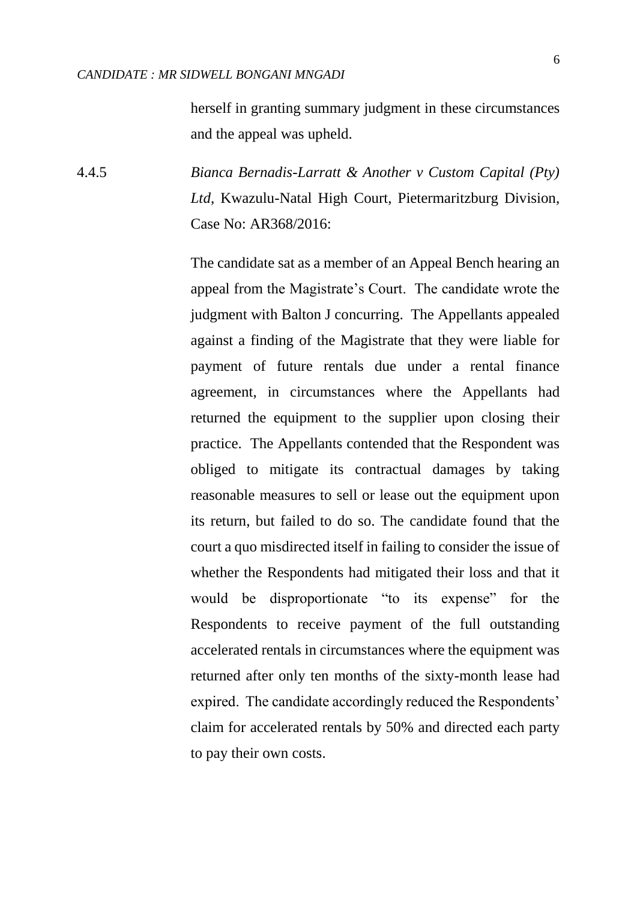herself in granting summary judgment in these circumstances and the appeal was upheld.

4.4.5 *Bianca Bernadis-Larratt & Another v Custom Capital (Pty) Ltd*, Kwazulu-Natal High Court, Pietermaritzburg Division, Case No: AR368/2016:

The candidate sat as a member of an Appeal Bench hearing an appeal from the Magistrate's Court. The candidate wrote the judgment with Balton J concurring. The Appellants appealed against a finding of the Magistrate that they were liable for payment of future rentals due under a rental finance agreement, in circumstances where the Appellants had returned the equipment to the supplier upon closing their practice. The Appellants contended that the Respondent was obliged to mitigate its contractual damages by taking reasonable measures to sell or lease out the equipment upon its return, but failed to do so. The candidate found that the court a quo misdirected itself in failing to consider the issue of whether the Respondents had mitigated their loss and that it would be disproportionate "to its expense" for the Respondents to receive payment of the full outstanding accelerated rentals in circumstances where the equipment was returned after only ten months of the sixty-month lease had expired. The candidate accordingly reduced the Respondents' claim for accelerated rentals by 50% and directed each party to pay their own costs.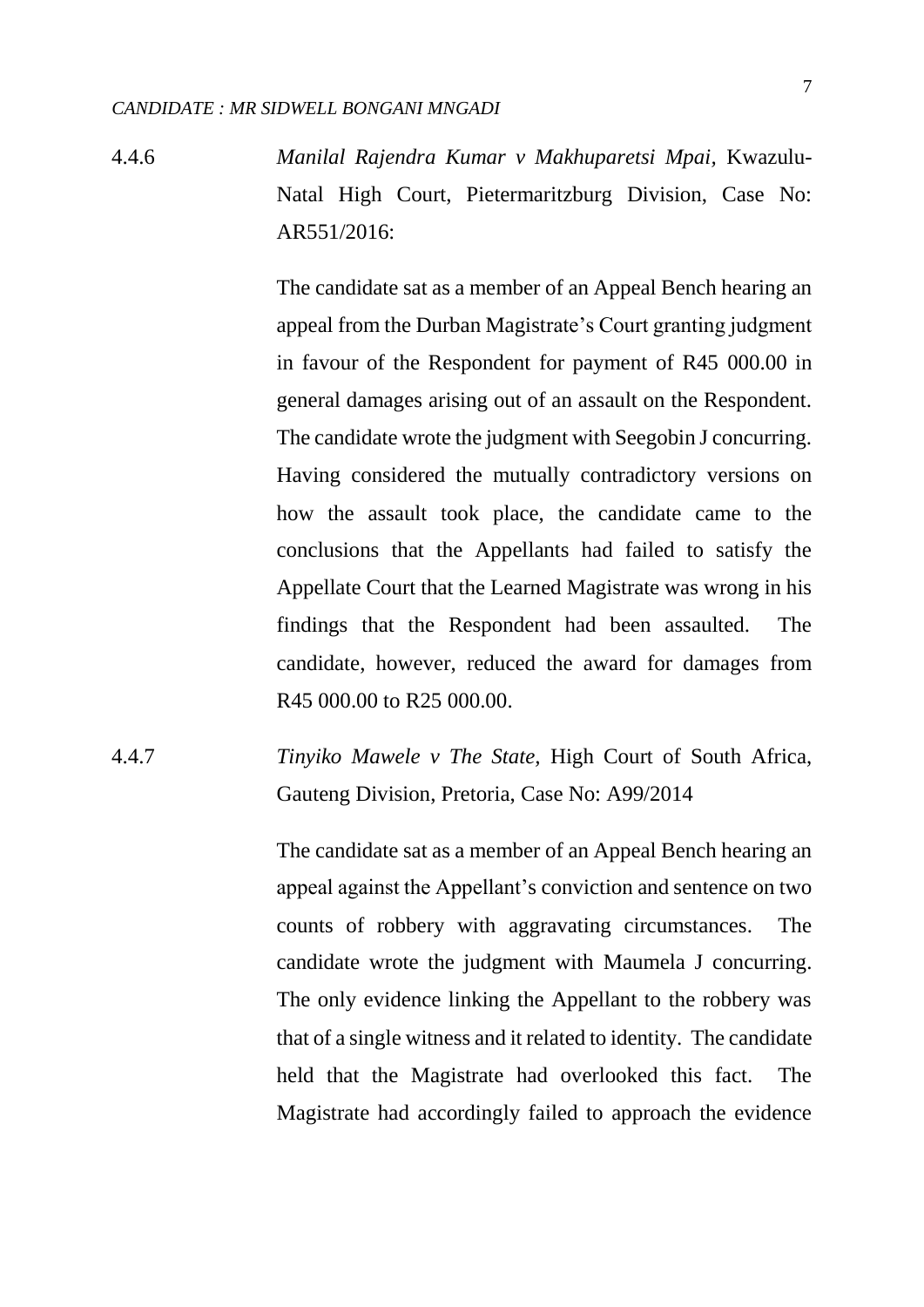4.4.6 *Manilal Rajendra Kumar v Makhuparetsi Mpai*, Kwazulu-Natal High Court, Pietermaritzburg Division, Case No: AR551/2016:

The candidate sat as a member of an Appeal Bench hearing an appeal from the Durban Magistrate's Court granting judgment in favour of the Respondent for payment of R45 000.00 in general damages arising out of an assault on the Respondent. The candidate wrote the judgment with Seegobin J concurring. Having considered the mutually contradictory versions on how the assault took place, the candidate came to the conclusions that the Appellants had failed to satisfy the Appellate Court that the Learned Magistrate was wrong in his findings that the Respondent had been assaulted. The candidate, however, reduced the award for damages from R45 000.00 to R25 000.00.

4.4.7 *Tinyiko Mawele v The State*, High Court of South Africa, Gauteng Division, Pretoria, Case No: A99/2014

The candidate sat as a member of an Appeal Bench hearing an appeal against the Appellant's conviction and sentence on two counts of robbery with aggravating circumstances. The candidate wrote the judgment with Maumela J concurring. The only evidence linking the Appellant to the robbery was that of a single witness and it related to identity. The candidate held that the Magistrate had overlooked this fact. The Magistrate had accordingly failed to approach the evidence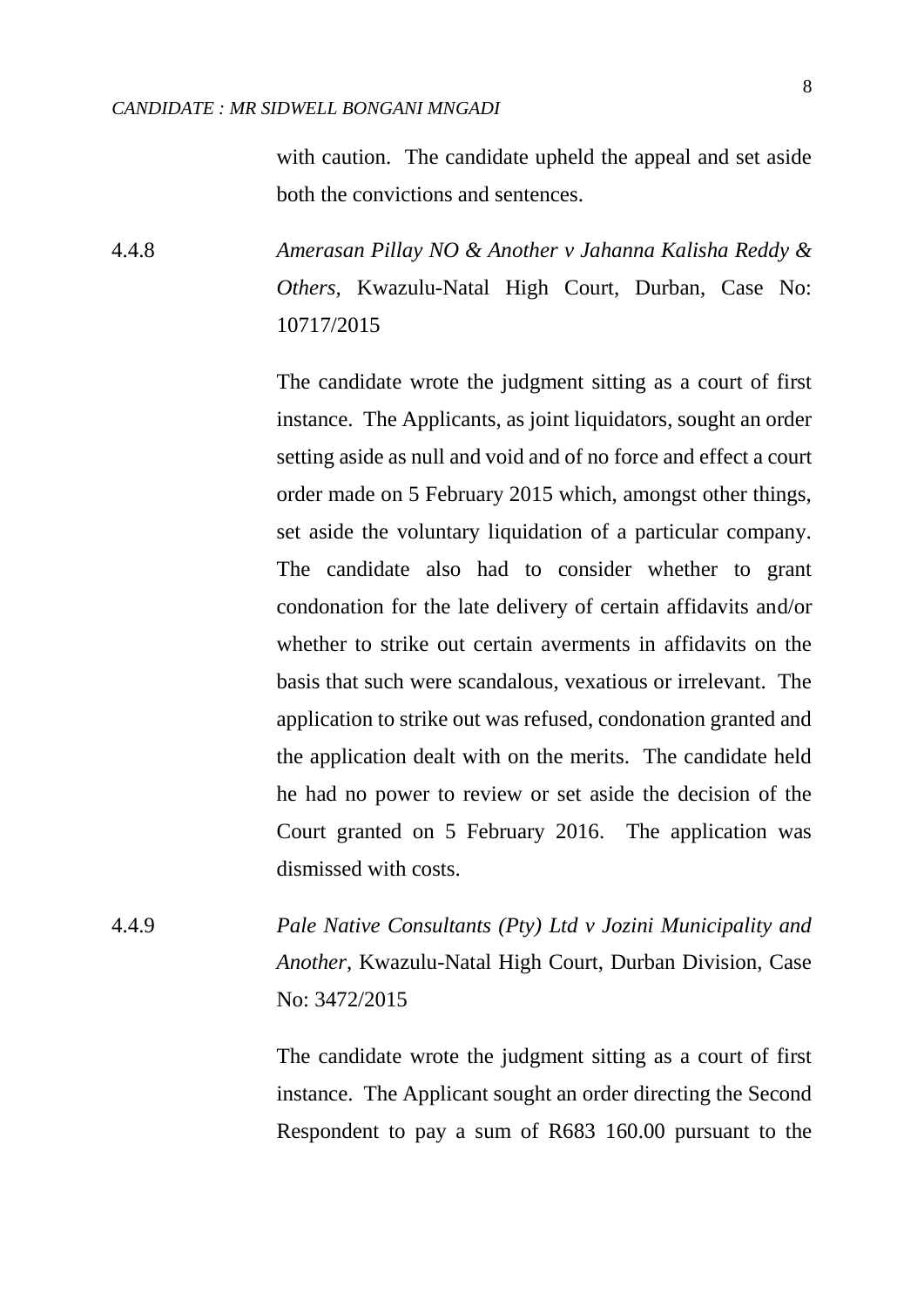with caution. The candidate upheld the appeal and set aside both the convictions and sentences.

4.4.8 *Amerasan Pillay NO & Another v Jahanna Kalisha Reddy & Others*, Kwazulu-Natal High Court, Durban, Case No: 10717/2015

The candidate wrote the judgment sitting as a court of first instance. The Applicants, as joint liquidators, sought an order setting aside as null and void and of no force and effect a court order made on 5 February 2015 which, amongst other things, set aside the voluntary liquidation of a particular company. The candidate also had to consider whether to grant condonation for the late delivery of certain affidavits and/or whether to strike out certain averments in affidavits on the basis that such were scandalous, vexatious or irrelevant. The application to strike out was refused, condonation granted and the application dealt with on the merits. The candidate held he had no power to review or set aside the decision of the Court granted on 5 February 2016. The application was dismissed with costs.

4.4.9 *Pale Native Consultants (Pty) Ltd v Jozini Municipality and Another*, Kwazulu-Natal High Court, Durban Division, Case No: 3472/2015

The candidate wrote the judgment sitting as a court of first instance. The Applicant sought an order directing the Second Respondent to pay a sum of R683 160.00 pursuant to the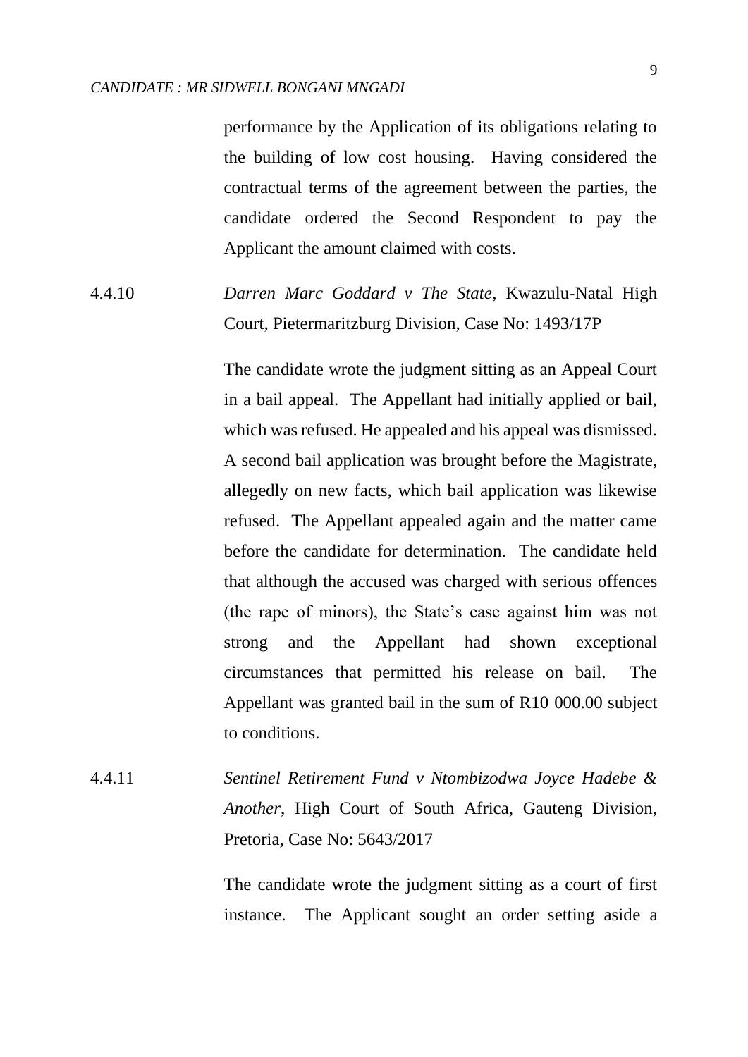performance by the Application of its obligations relating to the building of low cost housing. Having considered the contractual terms of the agreement between the parties, the candidate ordered the Second Respondent to pay the Applicant the amount claimed with costs.

4.4.10 *Darren Marc Goddard v The State*, Kwazulu-Natal High Court, Pietermaritzburg Division, Case No: 1493/17P

The candidate wrote the judgment sitting as an Appeal Court in a bail appeal. The Appellant had initially applied or bail, which was refused. He appealed and his appeal was dismissed. A second bail application was brought before the Magistrate, allegedly on new facts, which bail application was likewise refused. The Appellant appealed again and the matter came before the candidate for determination. The candidate held that although the accused was charged with serious offences (the rape of minors), the State's case against him was not strong and the Appellant had shown exceptional circumstances that permitted his release on bail. The Appellant was granted bail in the sum of R10 000.00 subject to conditions.

4.4.11 *Sentinel Retirement Fund v Ntombizodwa Joyce Hadebe & Another*, High Court of South Africa, Gauteng Division, Pretoria, Case No: 5643/2017

The candidate wrote the judgment sitting as a court of first instance. The Applicant sought an order setting aside a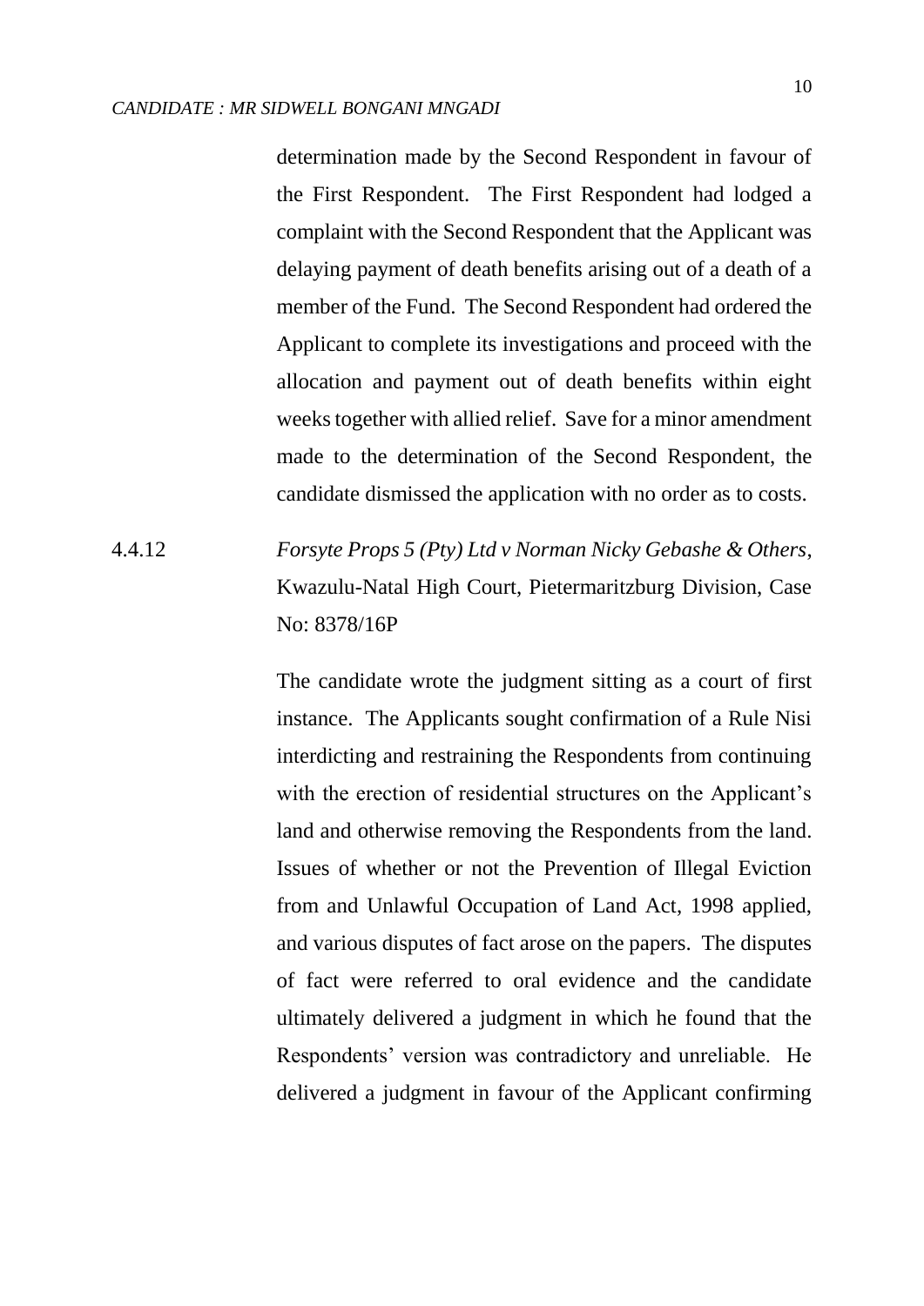determination made by the Second Respondent in favour of the First Respondent. The First Respondent had lodged a complaint with the Second Respondent that the Applicant was delaying payment of death benefits arising out of a death of a member of the Fund. The Second Respondent had ordered the Applicant to complete its investigations and proceed with the allocation and payment out of death benefits within eight weeks together with allied relief. Save for a minor amendment made to the determination of the Second Respondent, the candidate dismissed the application with no order as to costs.

4.4.12 *Forsyte Props 5 (Pty) Ltd v Norman Nicky Gebashe & Others*, Kwazulu-Natal High Court, Pietermaritzburg Division, Case No: 8378/16P

The candidate wrote the judgment sitting as a court of first instance. The Applicants sought confirmation of a Rule Nisi interdicting and restraining the Respondents from continuing with the erection of residential structures on the Applicant's land and otherwise removing the Respondents from the land. Issues of whether or not the Prevention of Illegal Eviction from and Unlawful Occupation of Land Act, 1998 applied, and various disputes of fact arose on the papers. The disputes of fact were referred to oral evidence and the candidate ultimately delivered a judgment in which he found that the Respondents' version was contradictory and unreliable. He delivered a judgment in favour of the Applicant confirming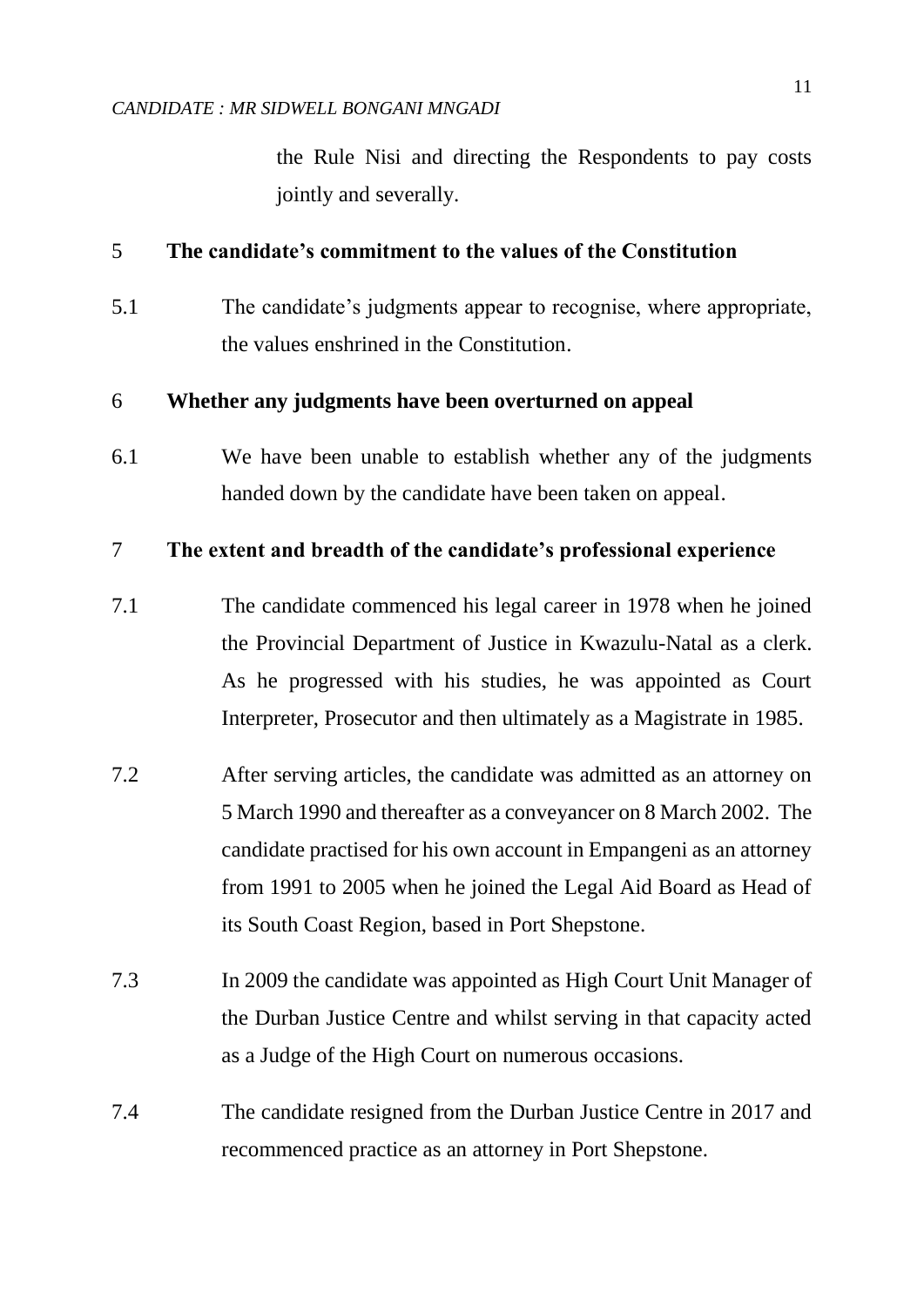the Rule Nisi and directing the Respondents to pay costs jointly and severally.

## 5 The candidate's commitment to the values of the Constitution

5.1 The candidate's judgments appear to recognise, where appropriate, the values enshrined in the Constitution.

## 6 Whether any judgments have been overturned on appeal

6.1 We have been unable to establish whether any of the judgments handed down by the candidate have been taken on appeal.

## 7 The extent and breadth of the candidate's professional experience

7.1 The candidate commenced his legal career in 1978 when he joined the Provincial Department of Justice in Kwazulu-Natal as a clerk. As he progressed with his studies, he was appointed as Court Interpreter, Prosecutor and then ultimately as a Magistrate in 1985.

7.2 After serving articles, the candidate was admitted as an attorney on 5 March 1990 and thereafter as a conveyancer on 8 March 2002. The candidate practised for his own account in Empangeni as an attorney from 1991 to 2005 when he joined the Legal Aid Board as Head of its South Coast Region, based in Port Shepstone.

7.3 In 2009 the candidate was appointed as High Court Unit Manager of the Durban Justice Centre and whilst serving in that capacity acted as a Judge of the High Court on numerous occasions.

7.4 The candidate resigned from the Durban Justice Centre in 2017 and recommenced practice as an attorney in Port Shepstone.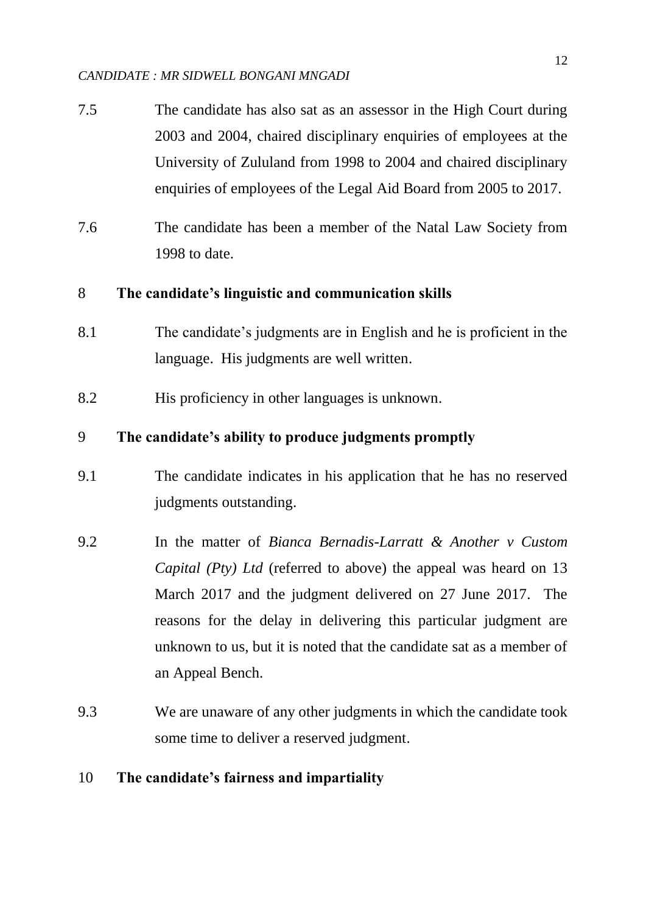7.5 The candidate has also sat as an assessor in the High Court during 2003 and 2004, chaired disciplinary enquiries of employees at the University of Zululand from 1998 to 2004 and chaired disciplinary enquiries of employees of the Legal Aid Board from 2005 to 2017.

7.6 The candidate has been a member of the Natal Law Society from 1998 to date.

**8 The candidate's linguistic and communication skills**

8.1 The candidate's judgments are in English and he is proficient in the language. His judgments are well written.

8.2 His proficiency in other languages is unknown.

**9 The candidate's ability to produce judgments promptly**

9.1 The candidate indicates in his application that he has no reserved judgments outstanding.

9.2 In the matter of *Bianca Bernadis-Larratt & Another v Custom Capital (Pty) Ltd* (referred to above) the appeal was heard on 13 March 2017 and the judgment delivered on 27 June 2017. The reasons for the delay in delivering this particular judgment are unknown to us, but it is noted that the candidate sat as a member of an Appeal Bench.

9.3 We are unaware of any other judgments in which the candidate took some time to deliver a reserved judgment.

**10 The candidate's fairness and impartiality**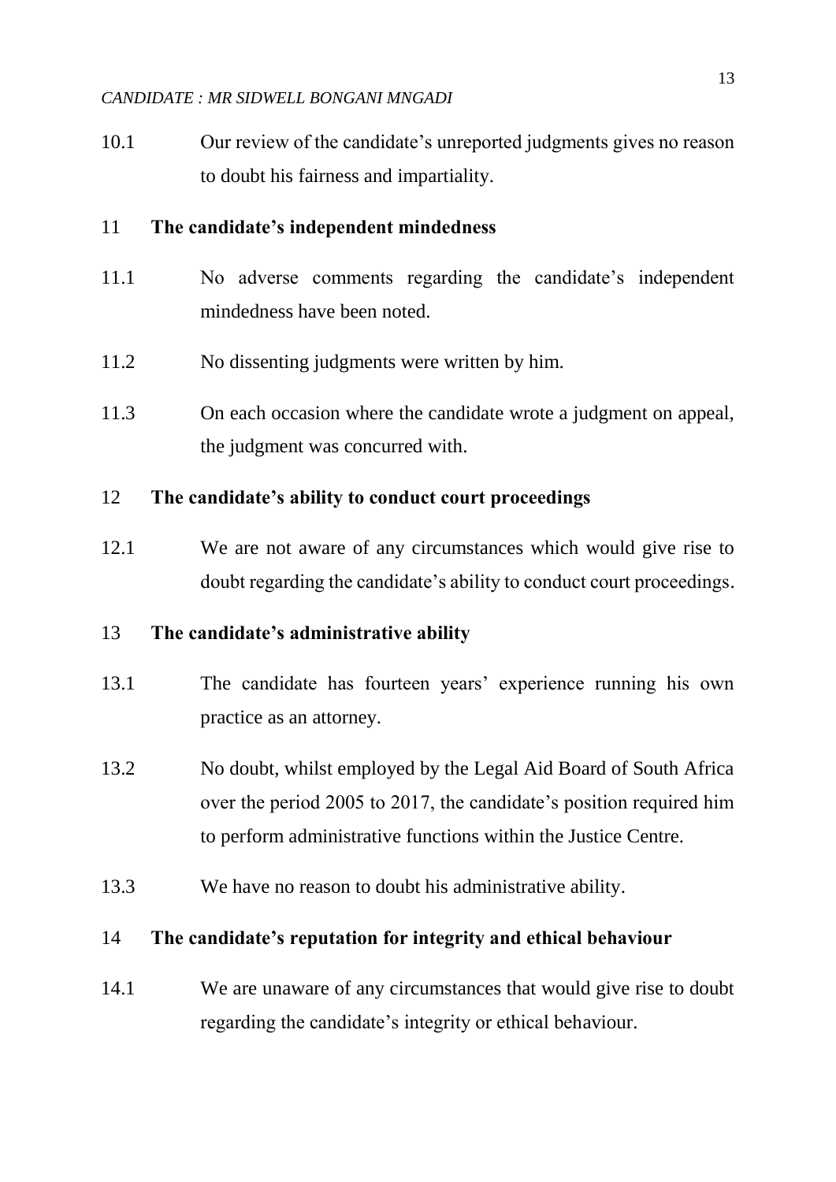10.1 Our review of the candidate's unreported judgments gives no reason to doubt his fairness and impartiality.

## 11 The candidate's independent mindedness

11.1 No adverse comments regarding the candidate's independent mindedness have been noted.

11.2 No dissenting judgments were written by him.

11.3 On each occasion where the candidate wrote a judgment on appeal, the judgment was concurred with.

## 12 The candidate's ability to conduct court proceedings

12.1 We are not aware of any circumstances which would give rise to doubt regarding the candidate's ability to conduct court proceedings.

## 13 The candidate's administrative ability

13.1 The candidate has fourteen years' experience running his own practice as an attorney.

13.2 No doubt, whilst employed by the Legal Aid Board of South Africa over the period 2005 to 2017, the candidate's position required him to perform administrative functions within the Justice Centre.

13.3 We have no reason to doubt his administrative ability.

## 14 The candidate's reputation for integrity and ethical behaviour

14.1 We are unaware of any circumstances that would give rise to doubt regarding the candidate's integrity or ethical behaviour.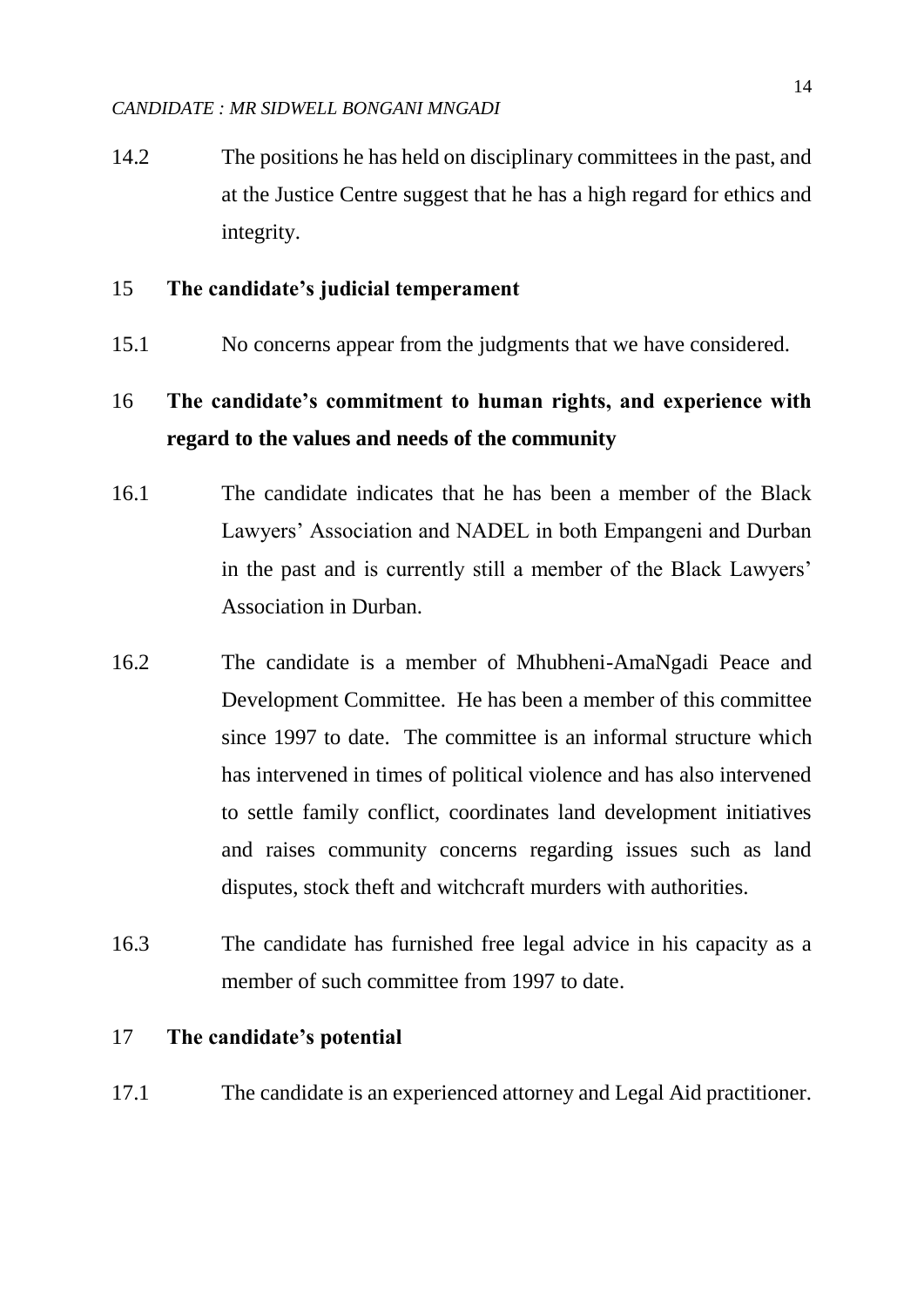14.2 The positions he has held on disciplinary committees in the past, and at the Justice Centre suggest that he has a high regard for ethics and integrity.

## 15 The candidate's judicial temperament

15.1 No concerns appear from the judgments that we have considered.

## 16 The candidate's commitment to human rights, and experience with regard to the values and needs of the community

16.1 The candidate indicates that he has been a member of the Black Lawyers' Association and NADEL in both Empangeni and Durban in the past and is currently still a member of the Black Lawyers' Association in Durban.

16.2 The candidate is a member of Mhubheni-AmaNgadi Peace and Development Committee. He has been a member of this committee since 1997 to date. The committee is an informal structure which has intervened in times of political violence and has also intervened to settle family conflict, coordinates land development initiatives and raises community concerns regarding issues such as land disputes, stock theft and witchcraft murders with authorities.

16.3 The candidate has furnished free legal advice in his capacity as a member of such committee from 1997 to date.

## 17 The candidate's potential

17.1 The candidate is an experienced attorney and Legal Aid practitioner.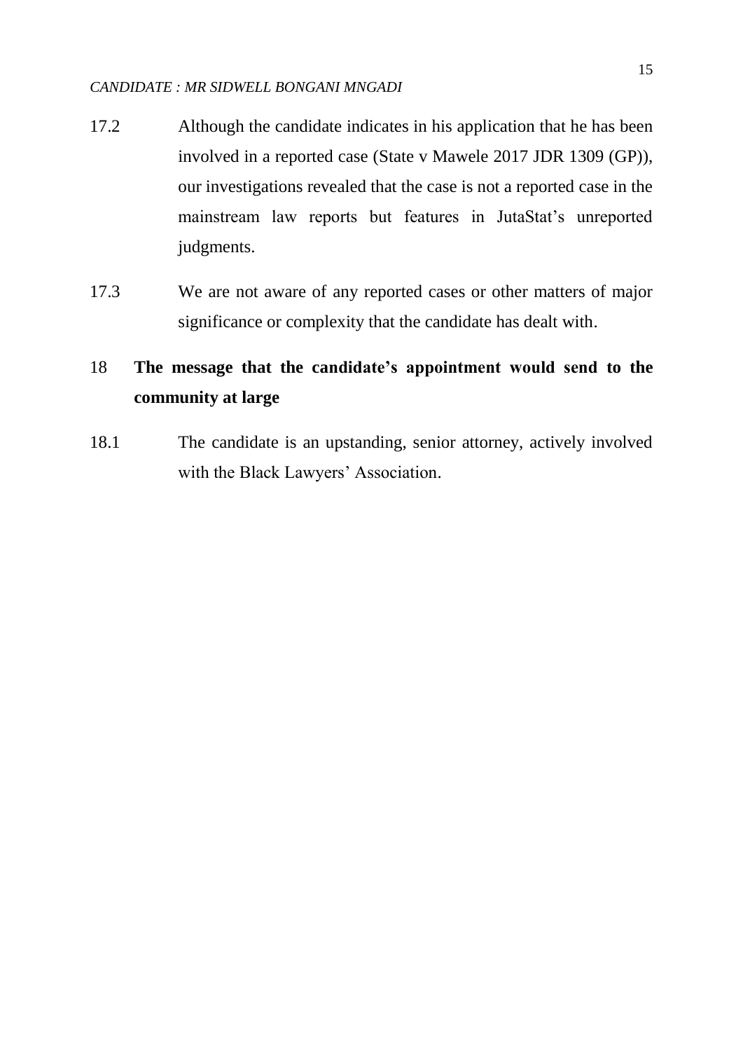17.2 Although the candidate indicates in his application that he has been involved in a reported case (State v Mawele 2017 JDR 1309 (GP)), our investigations revealed that the case is not a reported case in the mainstream law reports but features in JutaStat's unreported judgments.

17.3 We are not aware of any reported cases or other matters of major significance or complexity that the candidate has dealt with.

## 18 The message that the candidate's appointment would send to the community at large

18.1 The candidate is an upstanding, senior attorney, actively involved with the Black Lawyers' Association.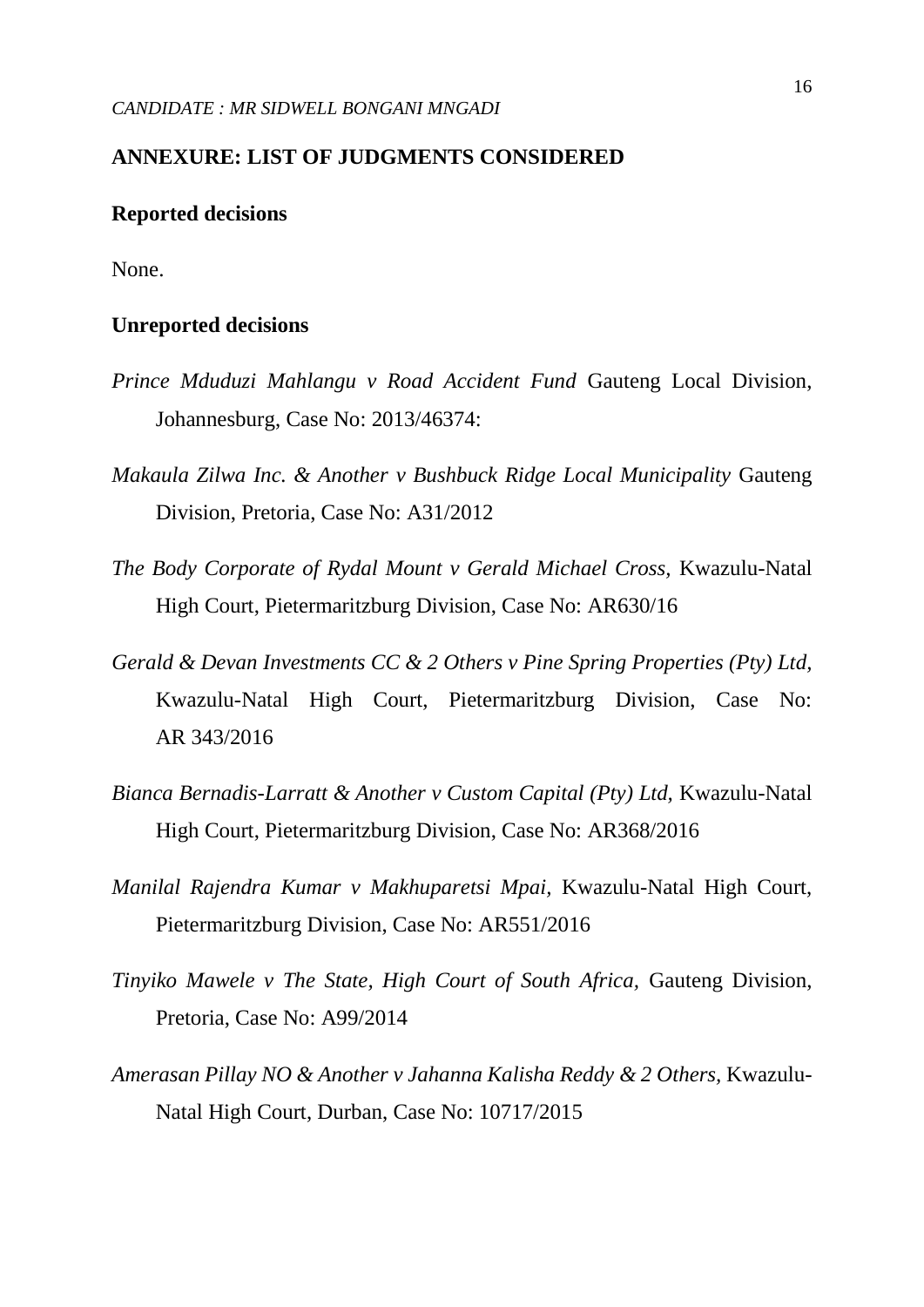*CANDIDATE : MR SIDWELL BONGANI MNGADI*

## ANNEXURE: LIST OF JUDGMENTS CONSIDERED

### Reported decisions

None.

### Unreported decisions

*Prince Mduduzi Mahlangu v Road Accident Fund* Gauteng Local Division, Johannesburg, Case No: 2013/46374:

*Makaula Zilwa Inc. & Another v Bushbuck Ridge Local Municipality* Gauteng Division, Pretoria, Case No: A31/2012

*The Body Corporate of Rydal Mount v Gerald Michael Cross,* Kwazulu-Natal High Court, Pietermaritzburg Division, Case No: AR630/16

*Gerald & Devan Investments CC & 2 Others v Pine Spring Properties (Pty) Ltd,* Kwazulu-Natal High Court, Pietermaritzburg Division, Case No: AR 343/2016

*Bianca Bernadis-Larratt & Another v Custom Capital (Pty) Ltd,* Kwazulu-Natal High Court, Pietermaritzburg Division, Case No: AR368/2016

*Manilal Rajendra Kumar v Makhuparetsi Mpai,* Kwazulu-Natal High Court, Pietermaritzburg Division, Case No: AR551/2016

*Tinyiko Mawele v The State, High Court of South Africa,* Gauteng Division, Pretoria, Case No: A99/2014

*Amerasan Pillay NO & Another v Jahanna Kalisha Reddy & 2 Others,* Kwazulu-Natal High Court, Durban, Case No: 10717/2015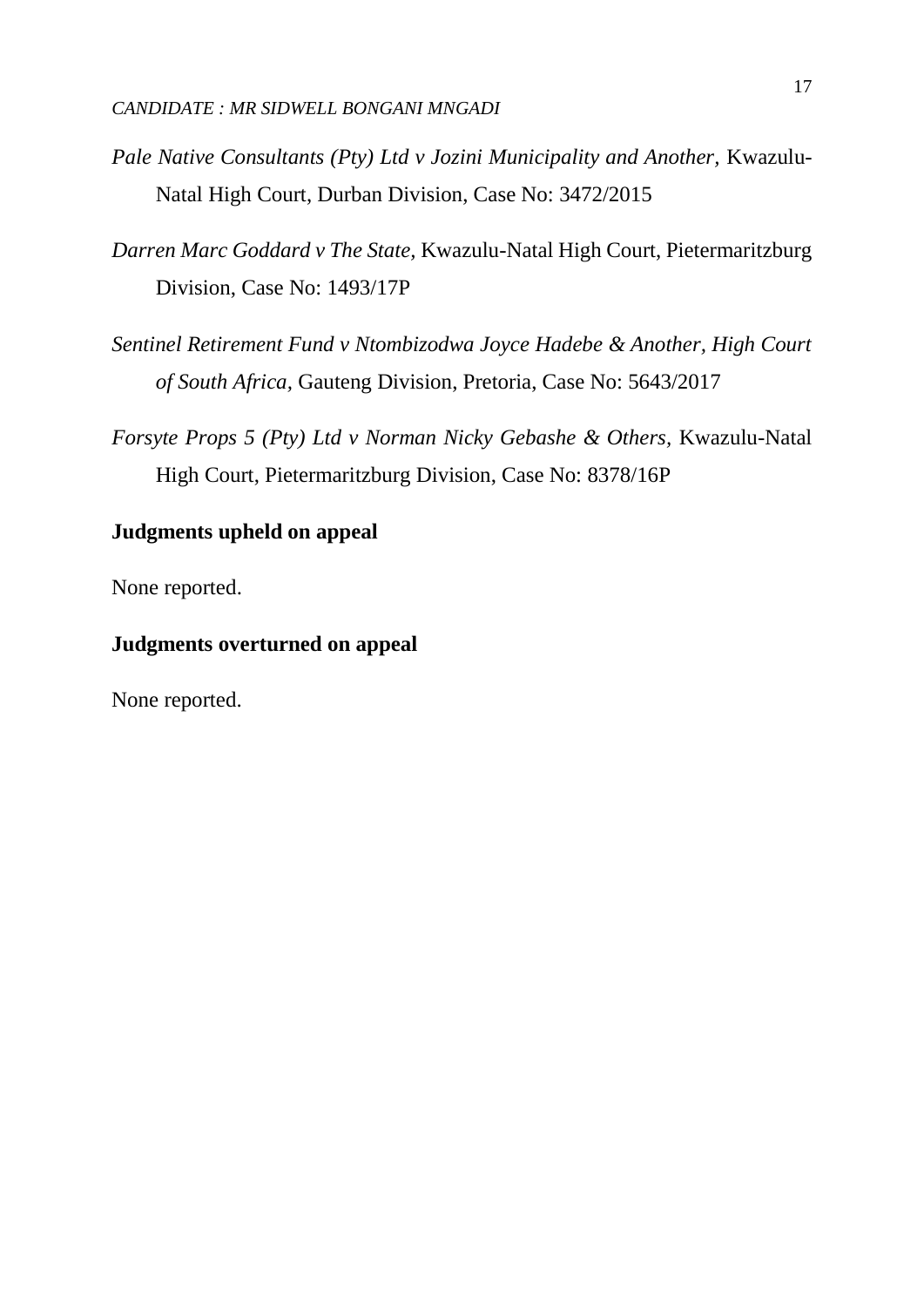*Pale Native Consultants (Pty) Ltd v Jozini Municipality and Another,* Kwazulu-Natal High Court, Durban Division, Case No: 3472/2015

*Darren Marc Goddard v The State,* Kwazulu-Natal High Court, Pietermaritzburg Division, Case No: 1493/17P

*Sentinel Retirement Fund v Ntombizodwa Joyce Hadebe & Another, High Court of South Africa,* Gauteng Division, Pretoria, Case No: 5643/2017

*Forsyte Props 5 (Pty) Ltd v Norman Nicky Gebashe & Others,* Kwazulu-Natal High Court, Pietermaritzburg Division, Case No: 8378/16P

**Judgments upheld on appeal**

None reported.

**Judgments overturned on appeal**

None reported.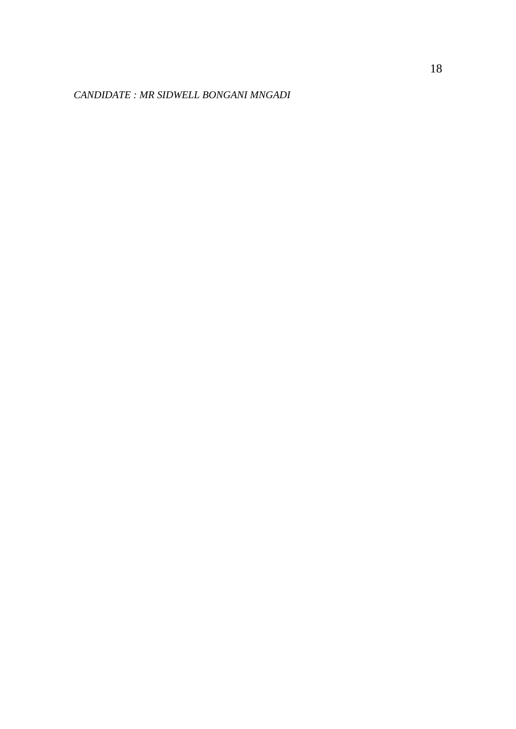*CANDIDATE : MR SIDWELL BONGANI MNGADI*